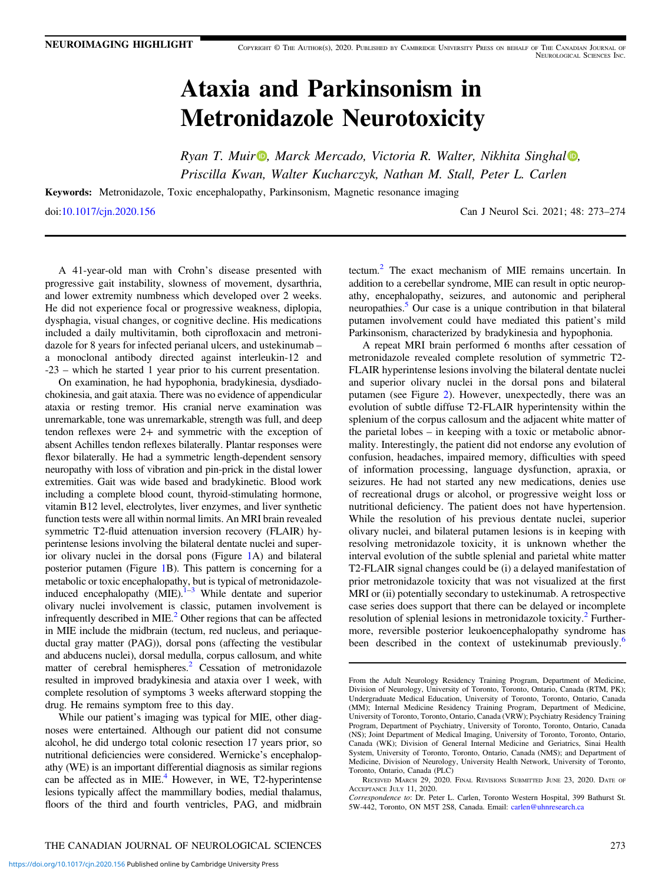NEUROIMAGING HIGHLIGHT

# Ataxia and Parkinsonism in Metronidazole Neurotoxicity

*Ryan T. Muir, Marck Mercado, Victoria R. Walter, Nikhita Singhal, Priscilla Kwan, Walter Kucharczyk, Nathan M. Stall, Peter L. Carlen*

**Keywords:** Metronidazole, Toxic encephalopathy, Parkinsonism, Magnetic resonance imaging

doi:10.1017/cjn.2020.156

A 41-year-old man with Crohn's disease presented with progressive gait instability, slowness of movement, dysarthria, and lower extremity numbness which developed over 2 weeks. He did not experience focal or progressive weakness, diplopia, dysphagia, visual changes, or cognitive decline. His medications included a daily multivitamin, both ciprofloxacin and metronidazole for 8 years for infected perianal ulcers, and ustekinumab – a monoclonal antibody directed against interleukin-12 and -23 – which he started 1 year prior to his current presentation.

On examination, he had hypophonia, bradykinesia, dysdiadochokinesia, and gait ataxia. There was no evidence of appendicular ataxia or resting tremor. His cranial nerve examination was unremarkable, tone was unremarkable, strength was full, and deep tendon reflexes were 2+ and symmetric with the exception of absent Achilles tendon reflexes bilaterally. Plantar responses were flexor bilaterally. He had a symmetric length-dependent sensory neuropathy with loss of vibration and pin-prick in the distal lower extremities. Gait was wide based and bradykinetic. Blood work including a complete blood count, thyroid-stimulating hormone, vitamin B12 level, electrolytes, liver enzymes, and liver synthetic function tests were all within normal limits. An MRI brain revealed symmetric T2-fluid attenuation inversion recovery (FLAIR) hyperintense lesions involving the bilateral dentate nuclei and superior olivary nuclei in the dorsal pons (Figure 1A) and bilateral posterior putamen (Figure 1B). This pattern is concerning for a metabolic or toxic encephalopathy, but is typical of metronidazole-induced encephalopathy (MIE).[1–3] While dentate and superior olivary nuclei involvement is classic, putamen involvement is infrequently described in MIE.[2] Other regions that can be affected in MIE include the midbrain (tectum, red nucleus, and periaqueductal gray matter (PAG)), dorsal pons (affecting the vestibular and abducens nuclei), dorsal medulla, corpus callosum, and white matter of cerebral hemispheres.[2] Cessation of metronidazole resulted in improved bradykinesia and ataxia over 1 week, with complete resolution of symptoms 3 weeks afterward stopping the drug. He remains symptom free to this day.

While our patient's imaging was typical for MIE, other diagnoses were entertained. Although our patient did not consume alcohol, he did undergo total colonic resection 17 years prior, so nutritional deficiencies were considered. Wernicke's encephalopathy (WE) is an important differential diagnosis as similar regions can be affected as in MIE.[4] However, in WE, T2-hyperintense lesions typically affect the mammillary bodies, medial thalamus, floors of the third and fourth ventricles, PAG, and midbrain tectum.[2] The exact mechanism of MIE remains uncertain. In addition to a cerebellar syndrome, MIE can result in optic neuropathy, encephalopathy, seizures, and autonomic and peripheral neuropathies.[5] Our case is a unique contribution in that bilateral putamen involvement could have mediated this patient's mild Parkinsonism, characterized by bradykinesia and hypophonia.

A repeat MRI brain performed 6 months after cessation of metronidazole revealed complete resolution of symmetric T2-FLAIR hyperintense lesions involving the bilateral dentate nuclei and superior olivary nuclei in the dorsal pons and bilateral putamen (see Figure 2). However, unexpectedly, there was an evolution of subtle diffuse T2-FLAIR hyperintensity within the splenium of the corpus callosum and the adjacent white matter of the parietal lobes – in keeping with a toxic or metabolic abnormality. Interestingly, the patient did not endorse any evolution of confusion, headaches, impaired memory, difficulties with speed of information processing, language dysfunction, apraxia, or seizures. He had not started any new medications, denies use of recreational drugs or alcohol, or progressive weight loss or nutritional deficiency. The patient does not have hypertension. While the resolution of his previous dentate nuclei, superior olivary nuclei, and bilateral putamen lesions is in keeping with resolving metronidazole toxicity, it is unknown whether the interval evolution of the subtle splenial and parietal white matter T2-FLAIR signal changes could be (i) a delayed manifestation of prior metronidazole toxicity that was not visualized at the first MRI or (ii) potentially secondary to ustekinumab. A retrospective case series does support that there can be delayed or incomplete resolution of splenial lesions in metronidazole toxicity.[2] Furthermore, reversible posterior leukoencephalopathy syndrome has been described in the context of ustekinumab previously.[6]

From the Adult Neurology Residency Training Program, Department of Medicine, Division of Neurology, University of Toronto, Toronto, Ontario, Canada (RTM, PK); Undergraduate Medical Education, University of Toronto, Toronto, Ontario, Canada (MM); Internal Medicine Residency Training Program, Department of Medicine, University of Toronto, Toronto, Ontario, Canada (VRW); Psychiatry Residency Training Program, Department of Psychiatry, University of Toronto, Toronto, Ontario, Canada (NS); Joint Department of Medical Imaging, University of Toronto, Toronto, Ontario, Canada (WK); Division of General Internal Medicine and Geriatrics, Sinai Health System, University of Toronto, Toronto, Ontario, Canada (NMS); and Department of Medicine, Division of Neurology, University Health Network, University of Toronto, Toronto, Ontario, Canada (PLC)

Received March 29, 2020. Final Revisions Submitted June 23, 2020. Date of Acceptance July 11, 2020.

*Correspondence to*: Dr. Peter L. Carlen, Toronto Western Hospital, 399 Bathurst St. 5W-442, Toronto, ON M5T 2S8, Canada. Email: carlen@uhnresearch.ca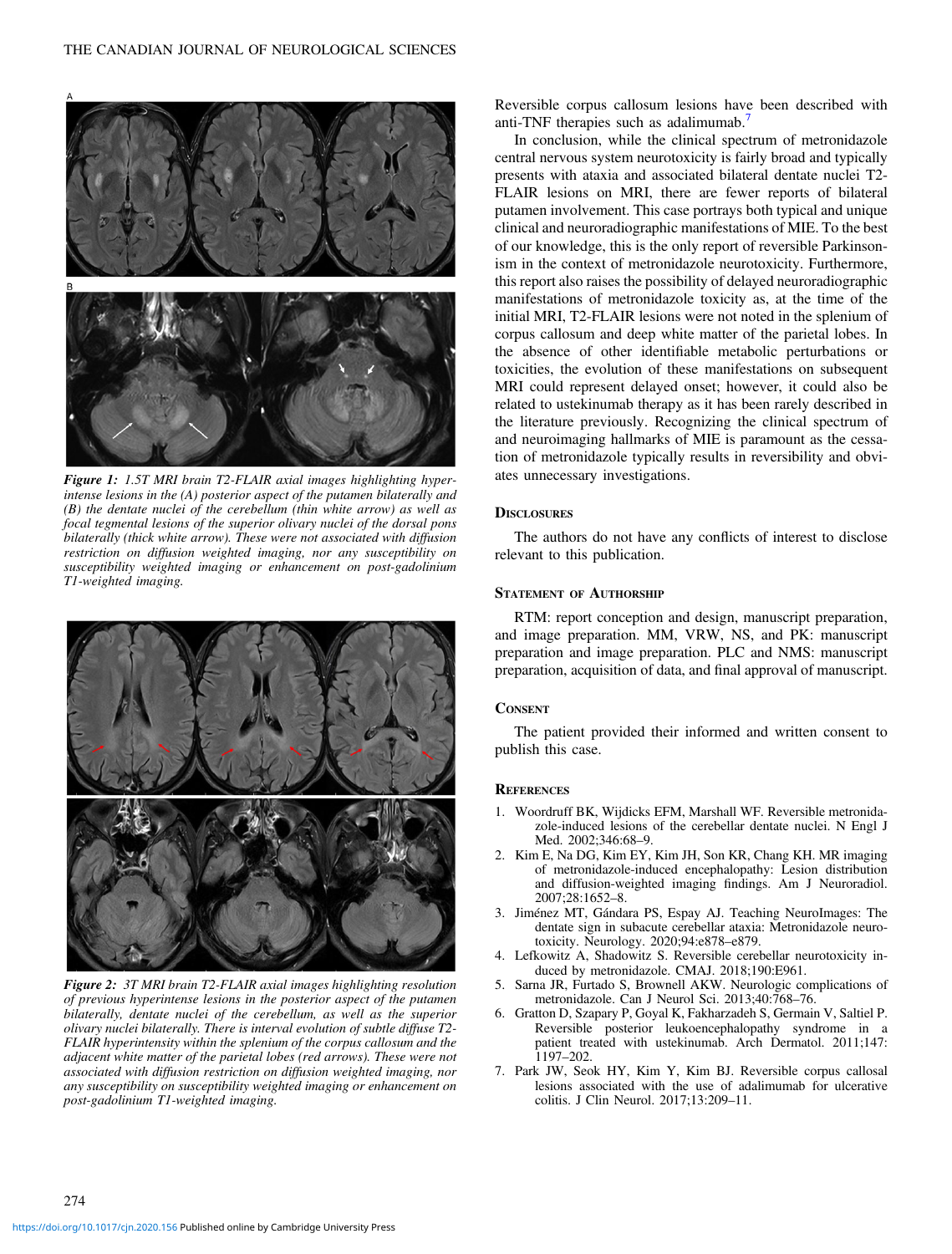Figure 1: 1.5T MRI brain T2-FLAIR axial images highlighting hyperintense lesions in the (A) posterior aspect of the putamen bilaterally and (B) the dentate nuclei of the cerebellum (thin white arrow) as well as focal tegmental lesions of the superior olivary nuclei of the dorsal pons bilaterally (thick white arrow). These were not associated with diffusion restriction on diffusion weighted imaging, nor any susceptibility on susceptibility weighted imaging or enhancement on post-gadolinium T1-weighted imaging.

Figure 2: 3T MRI brain T2-FLAIR axial images highlighting resolution of previous hyperintense lesions in the posterior aspect of the putamen bilaterally, dentate nuclei of the cerebellum, as well as the superior olivary nuclei bilaterally. There is interval evolution of subtle diffuse T2-FLAIR hyperintensity within the splenium of the corpus callosum and the adjacent white matter of the parietal lobes (red arrows). These were not associated with diffusion restriction on diffusion weighted imaging, nor any susceptibility on susceptibility weighted imaging or enhancement on post-gadolinium T1-weighted imaging.

Reversible corpus callosum lesions have been described with anti-TNF therapies such as adalimumab.[7]

In conclusion, while the clinical spectrum of metronidazole central nervous system neurotoxicity is fairly broad and typically presents with ataxia and associated bilateral dentate nuclei T2-FLAIR lesions on MRI, there are fewer reports of bilateral putamen involvement. This case portrays both typical and unique clinical and neuroradiographic manifestations of MIE. To the best of our knowledge, this is the only report of reversible Parkinsonism in the context of metronidazole neurotoxicity. Furthermore, this report also raises the possibility of delayed neuroradiographic manifestations of metronidazole toxicity as, at the time of the initial MRI, T2-FLAIR lesions were not noted in the splenium of corpus callosum and deep white matter of the parietal lobes. In the absence of other identifiable metabolic perturbations or toxicities, the evolution of these manifestations on subsequent MRI could represent delayed onset; however, it could also be related to ustekinumab therapy as it has been rarely described in the literature previously. Recognizing the clinical spectrum of and neuroimaging hallmarks of MIE is paramount as the cessation of metronidazole typically results in reversibility and obviates unnecessary investigations.

## Disclosures

The authors do not have any conflicts of interest to disclose relevant to this publication.

## Statement of Authorship

RTM: report conception and design, manuscript preparation, and image preparation. MM, VRW, NS, and PK: manuscript preparation and image preparation. PLC and NMS: manuscript preparation, acquisition of data, and final approval of manuscript.

## Consent

The patient provided their informed and written consent to publish this case.

## References

1. Woordruff BK, Wijdicks EFM, Marshall WF. Reversible metronidazole-induced lesions of the cerebellar dentate nuclei. N Engl J Med. 2002;346:68–9.
2. Kim E, Na DG, Kim EY, Kim JH, Son KR, Chang KH. MR imaging of metronidazole-induced encephalopathy: Lesion distribution and diffusion-weighted imaging findings. Am J Neuroradiol. 2007;28:1652–8.
3. Jiménez MT, Gándara PS, Espay AJ. Teaching NeuroImages: The dentate sign in subacute cerebellar ataxia: Metronidazole neurotoxicity. Neurology. 2020;94:e878–e879.
4. Lefkowitz A, Shadowitz S. Reversible cerebellar neurotoxicity induced by metronidazole. CMAJ. 2018;190:E961.
5. Sarna JR, Furtado S, Brownell AKW. Neurologic complications of metronidazole. Can J Neurol Sci. 2013;40:768–76.
6. Gratton D, Szapary P, Goyal K, Fakharzadeh S, Germain V, Saltiel P. Reversible posterior leukoencephalopathy syndrome in a patient treated with ustekinumab. Arch Dermatol. 2011;147: 1197–202.
7. Park JW, Seok HY, Kim Y, Kim BJ. Reversible corpus callosal lesions associated with the use of adalimumab for ulcerative colitis. J Clin Neurol. 2017;13:209–11.